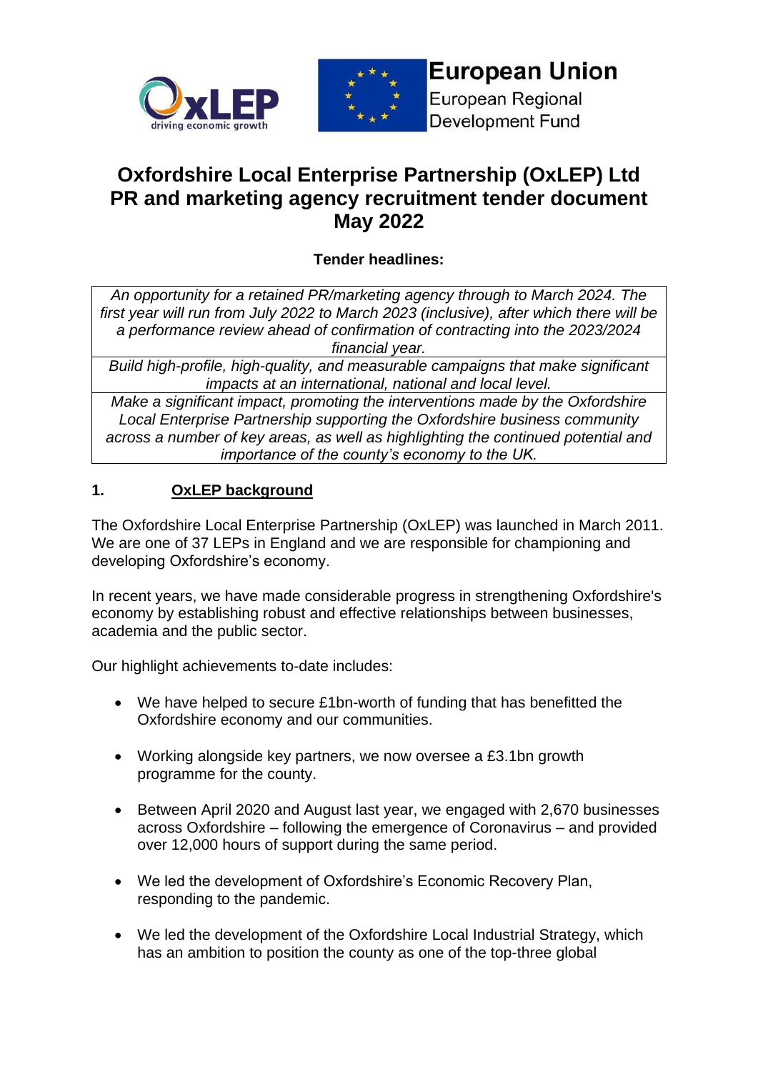# Oxfordshire Local Enterprise Partnership (OxLEP) Ltd
# PR and marketing agency recruitment tender document
# May 2022

**Tender headlines:**

| *An opportunity for a retained PR/marketing agency through to March 2024. The first year will run from July 2022 to March 2023 (inclusive), after which there will be a performance review ahead of confirmation of contracting into the 2023/2024 financial year.* |
|---|
| *Build high-profile, high-quality, and measurable campaigns that make significant impacts at an international, national and local level.* |
| *Make a significant impact, promoting the interventions made by the Oxfordshire Local Enterprise Partnership supporting the Oxfordshire business community across a number of key areas, as well as highlighting the continued potential and importance of the county's economy to the UK.* |

## 1. OxLEP background

The Oxfordshire Local Enterprise Partnership (OxLEP) was launched in March 2011. We are one of 37 LEPs in England and we are responsible for championing and developing Oxfordshire's economy.

In recent years, we have made considerable progress in strengthening Oxfordshire's economy by establishing robust and effective relationships between businesses, academia and the public sector.

Our highlight achievements to-date includes:

- We have helped to secure £1bn-worth of funding that has benefitted the Oxfordshire economy and our communities.
- Working alongside key partners, we now oversee a £3.1bn growth programme for the county.
- Between April 2020 and August last year, we engaged with 2,670 businesses across Oxfordshire – following the emergence of Coronavirus – and provided over 12,000 hours of support during the same period.
- We led the development of Oxfordshire's Economic Recovery Plan, responding to the pandemic.
- We led the development of the Oxfordshire Local Industrial Strategy, which has an ambition to position the county as one of the top-three global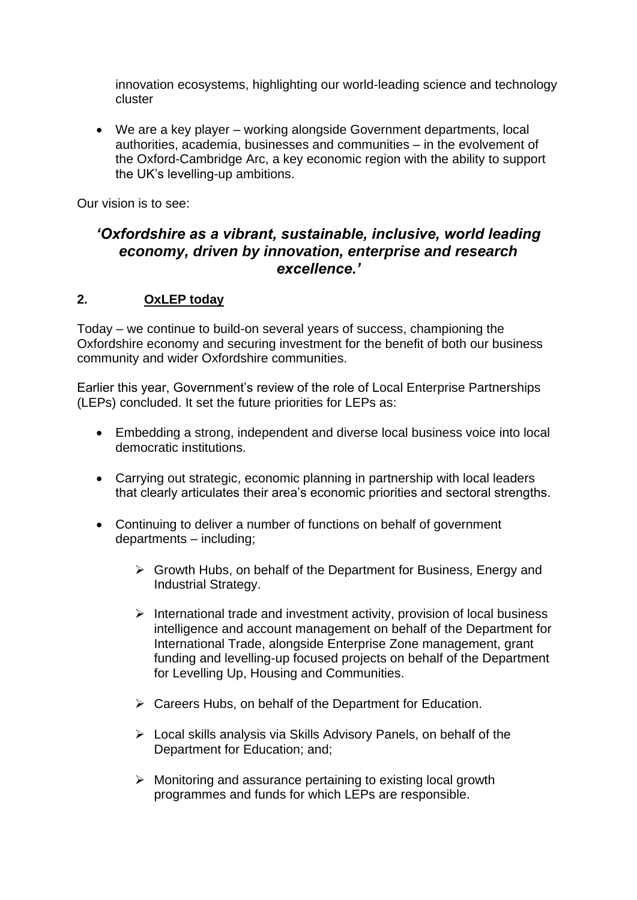innovation ecosystems, highlighting our world-leading science and technology cluster

- We are a key player – working alongside Government departments, local authorities, academia, businesses and communities – in the evolvement of the Oxford-Cambridge Arc, a key economic region with the ability to support the UK's levelling-up ambitions.

Our vision is to see:

***'Oxfordshire as a vibrant, sustainable, inclusive, world leading economy, driven by innovation, enterprise and research excellence.'***

## 2. OxLEP today

Today – we continue to build-on several years of success, championing the Oxfordshire economy and securing investment for the benefit of both our business community and wider Oxfordshire communities.

Earlier this year, Government's review of the role of Local Enterprise Partnerships (LEPs) concluded. It set the future priorities for LEPs as:

- Embedding a strong, independent and diverse local business voice into local democratic institutions.
- Carrying out strategic, economic planning in partnership with local leaders that clearly articulates their area's economic priorities and sectoral strengths.
- Continuing to deliver a number of functions on behalf of government departments – including;
  - Growth Hubs, on behalf of the Department for Business, Energy and Industrial Strategy.
  - International trade and investment activity, provision of local business intelligence and account management on behalf of the Department for International Trade, alongside Enterprise Zone management, grant funding and levelling-up focused projects on behalf of the Department for Levelling Up, Housing and Communities.
  - Careers Hubs, on behalf of the Department for Education.
  - Local skills analysis via Skills Advisory Panels, on behalf of the Department for Education; and;
  - Monitoring and assurance pertaining to existing local growth programmes and funds for which LEPs are responsible.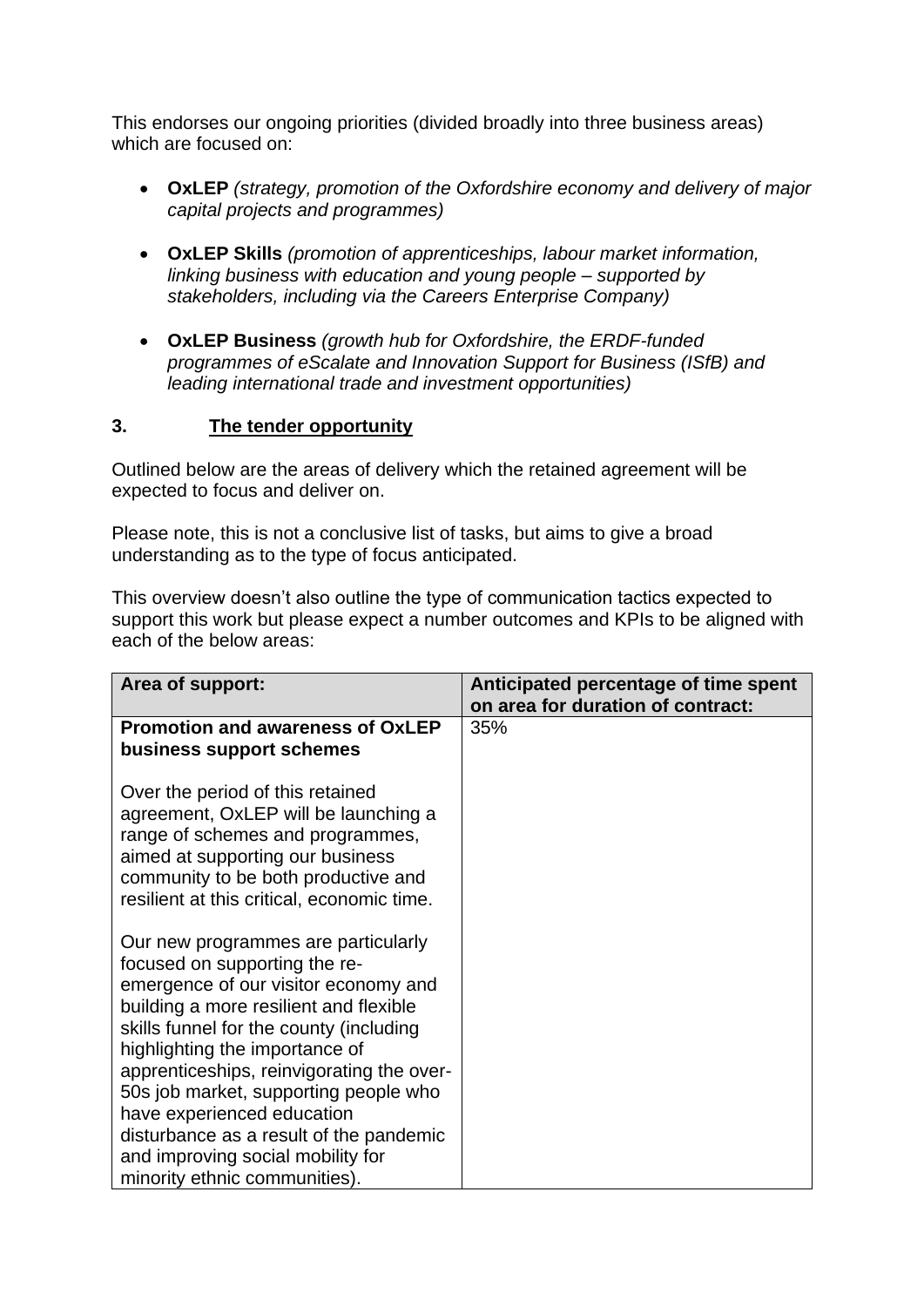This endorses our ongoing priorities (divided broadly into three business areas) which are focused on:

- **OxLEP** *(strategy, promotion of the Oxfordshire economy and delivery of major capital projects and programmes)*
- **OxLEP Skills** *(promotion of apprenticeships, labour market information, linking business with education and young people – supported by stakeholders, including via the Careers Enterprise Company)*
- **OxLEP Business** *(growth hub for Oxfordshire, the ERDF-funded programmes of eScalate and Innovation Support for Business (ISfB) and leading international trade and investment opportunities)*

## 3. The tender opportunity

Outlined below are the areas of delivery which the retained agreement will be expected to focus and deliver on.

Please note, this is not a conclusive list of tasks, but aims to give a broad understanding as to the type of focus anticipated.

This overview doesn't also outline the type of communication tactics expected to support this work but please expect a number outcomes and KPIs to be aligned with each of the below areas:

| Area of support: | Anticipated percentage of time spent on area for duration of contract: |
|---|---|
| **Promotion and awareness of OxLEP business support schemes**<br><br>Over the period of this retained agreement, OxLEP will be launching a range of schemes and programmes, aimed at supporting our business community to be both productive and resilient at this critical, economic time.<br><br>Our new programmes are particularly focused on supporting the re-emergence of our visitor economy and building a more resilient and flexible skills funnel for the county (including highlighting the importance of apprenticeships, reinvigorating the over-50s job market, supporting people who have experienced education disturbance as a result of the pandemic and improving social mobility for minority ethnic communities). | 35% |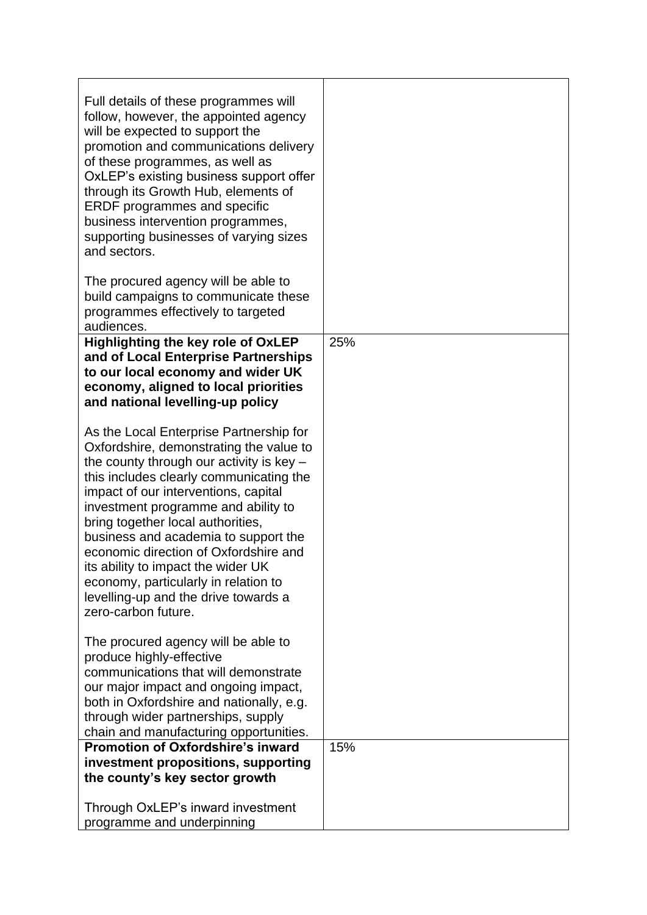| | |
|---|---|
| Full details of these programmes will follow, however, the appointed agency will be expected to support the promotion and communications delivery of these programmes, as well as OxLEP's existing business support offer through its Growth Hub, elements of ERDF programmes and specific business intervention programmes, supporting businesses of varying sizes and sectors.<br><br>The procured agency will be able to build campaigns to communicate these programmes effectively to targeted audiences. | |
| **Highlighting the key role of OxLEP and of Local Enterprise Partnerships to our local economy and wider UK economy, aligned to local priorities and national levelling-up policy**<br><br>As the Local Enterprise Partnership for Oxfordshire, demonstrating the value to the county through our activity is key – this includes clearly communicating the impact of our interventions, capital investment programme and ability to bring together local authorities, business and academia to support the economic direction of Oxfordshire and its ability to impact the wider UK economy, particularly in relation to levelling-up and the drive towards a zero-carbon future.<br><br>The procured agency will be able to produce highly-effective communications that will demonstrate our major impact and ongoing impact, both in Oxfordshire and nationally, e.g. through wider partnerships, supply chain and manufacturing opportunities. | 25% |
| **Promotion of Oxfordshire's inward investment propositions, supporting the county's key sector growth**<br><br>Through OxLEP's inward investment programme and underpinning | 15% |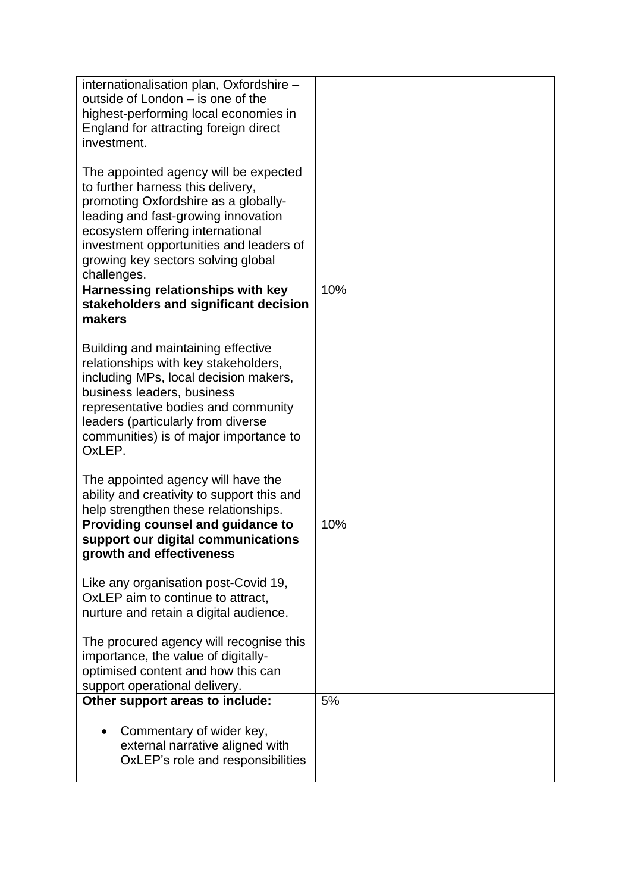| | |
|---|---|
| internationalisation plan, Oxfordshire – outside of London – is one of the highest-performing local economies in England for attracting foreign direct investment.<br><br>The appointed agency will be expected to further harness this delivery, promoting Oxfordshire as a globally-leading and fast-growing innovation ecosystem offering international investment opportunities and leaders of growing key sectors solving global challenges. | |
| **Harnessing relationships with key stakeholders and significant decision makers**<br><br>Building and maintaining effective relationships with key stakeholders, including MPs, local decision makers, business leaders, business representative bodies and community leaders (particularly from diverse communities) is of major importance to OxLEP.<br><br>The appointed agency will have the ability and creativity to support this and help strengthen these relationships. | 10% |
| **Providing counsel and guidance to support our digital communications growth and effectiveness**<br><br>Like any organisation post-Covid 19, OxLEP aim to continue to attract, nurture and retain a digital audience.<br><br>The procured agency will recognise this importance, the value of digitally-optimised content and how this can support operational delivery. | 10% |
| **Other support areas to include:**<br><br>• Commentary of wider key, external narrative aligned with OxLEP's role and responsibilities | 5% |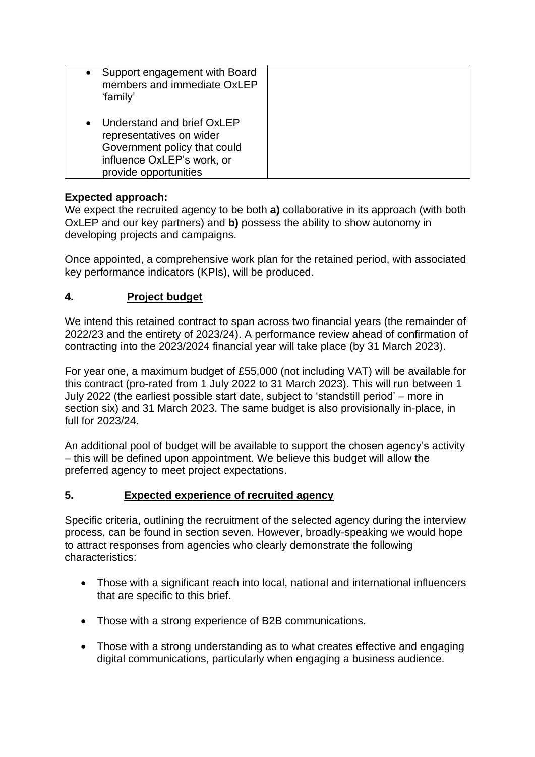| | |
|---|---|
| • Support engagement with Board members and immediate OxLEP 'family'<br><br>• Understand and brief OxLEP representatives on wider Government policy that could influence OxLEP's work, or provide opportunities | |

**Expected approach:**
We expect the recruited agency to be both **a)** collaborative in its approach (with both OxLEP and our key partners) and **b)** possess the ability to show autonomy in developing projects and campaigns.

Once appointed, a comprehensive work plan for the retained period, with associated key performance indicators (KPIs), will be produced.

## 4. Project budget

We intend this retained contract to span across two financial years (the remainder of 2022/23 and the entirety of 2023/24). A performance review ahead of confirmation of contracting into the 2023/2024 financial year will take place (by 31 March 2023).

For year one, a maximum budget of £55,000 (not including VAT) will be available for this contract (pro-rated from 1 July 2022 to 31 March 2023). This will run between 1 July 2022 (the earliest possible start date, subject to 'standstill period' – more in section six) and 31 March 2023. The same budget is also provisionally in-place, in full for 2023/24.

An additional pool of budget will be available to support the chosen agency's activity – this will be defined upon appointment. We believe this budget will allow the preferred agency to meet project expectations.

## 5. Expected experience of recruited agency

Specific criteria, outlining the recruitment of the selected agency during the interview process, can be found in section seven. However, broadly-speaking we would hope to attract responses from agencies who clearly demonstrate the following characteristics:

- Those with a significant reach into local, national and international influencers that are specific to this brief.
- Those with a strong experience of B2B communications.
- Those with a strong understanding as to what creates effective and engaging digital communications, particularly when engaging a business audience.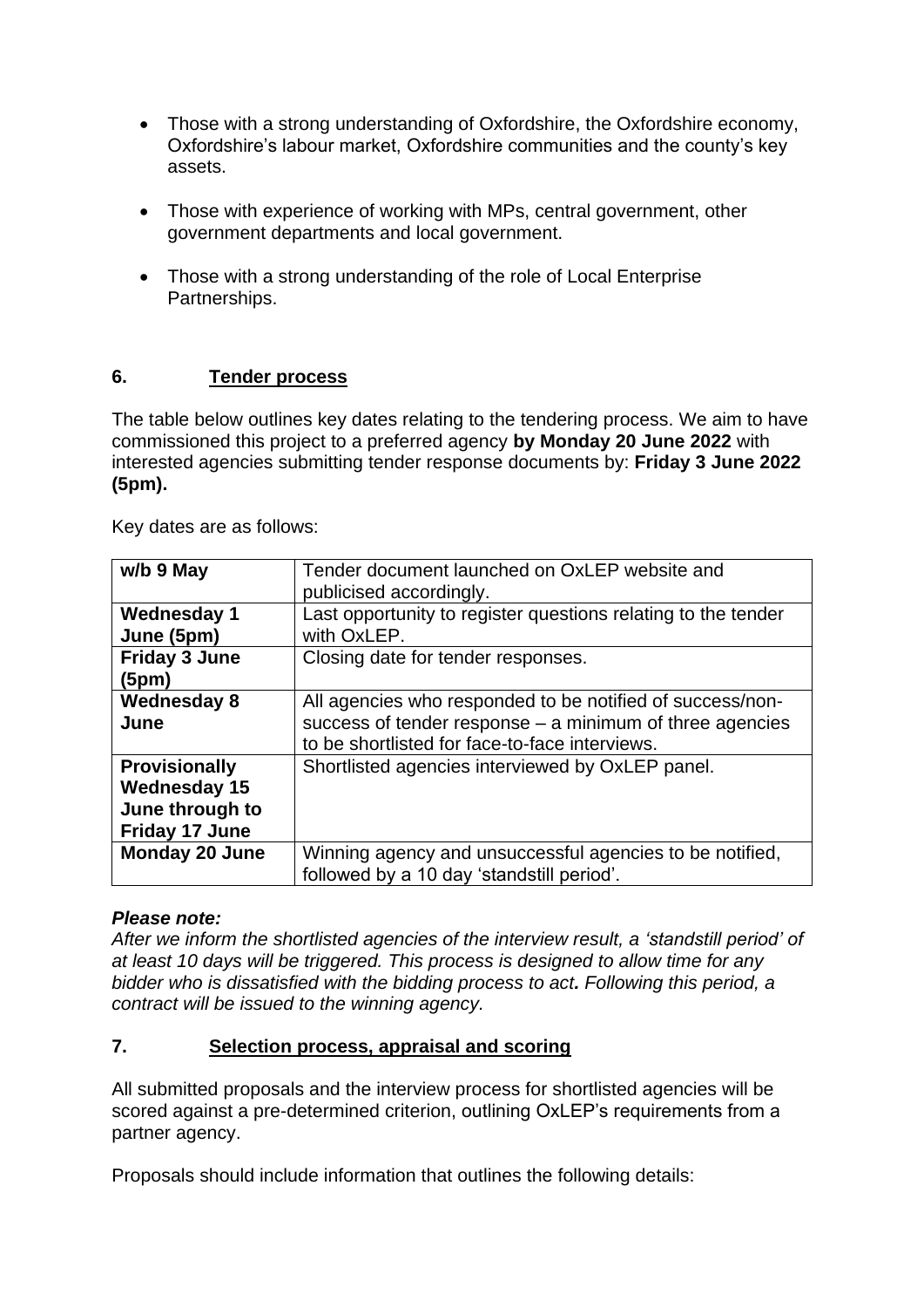- Those with a strong understanding of Oxfordshire, the Oxfordshire economy, Oxfordshire's labour market, Oxfordshire communities and the county's key assets.

- Those with experience of working with MPs, central government, other government departments and local government.

- Those with a strong understanding of the role of Local Enterprise Partnerships.

## 6. Tender process

The table below outlines key dates relating to the tendering process. We aim to have commissioned this project to a preferred agency **by Monday 20 June 2022** with interested agencies submitting tender response documents by: **Friday 3 June 2022 (5pm).**

Key dates are as follows:

| | |
|---|---|
| **w/b 9 May** | Tender document launched on OxLEP website and publicised accordingly. |
| **Wednesday 1 June (5pm)** | Last opportunity to register questions relating to the tender with OxLEP. |
| **Friday 3 June (5pm)** | Closing date for tender responses. |
| **Wednesday 8 June** | All agencies who responded to be notified of success/non-success of tender response – a minimum of three agencies to be shortlisted for face-to-face interviews. |
| **Provisionally Wednesday 15 June through to Friday 17 June** | Shortlisted agencies interviewed by OxLEP panel. |
| **Monday 20 June** | Winning agency and unsuccessful agencies to be notified, followed by a 10 day 'standstill period'. |

***Please note:***
*After we inform the shortlisted agencies of the interview result, a 'standstill period' of at least 10 days will be triggered. This process is designed to allow time for any bidder who is dissatisfied with the bidding process to act**.** Following this period, a contract will be issued to the winning agency.*

## 7. Selection process, appraisal and scoring

All submitted proposals and the interview process for shortlisted agencies will be scored against a pre-determined criterion, outlining OxLEP's requirements from a partner agency.

Proposals should include information that outlines the following details: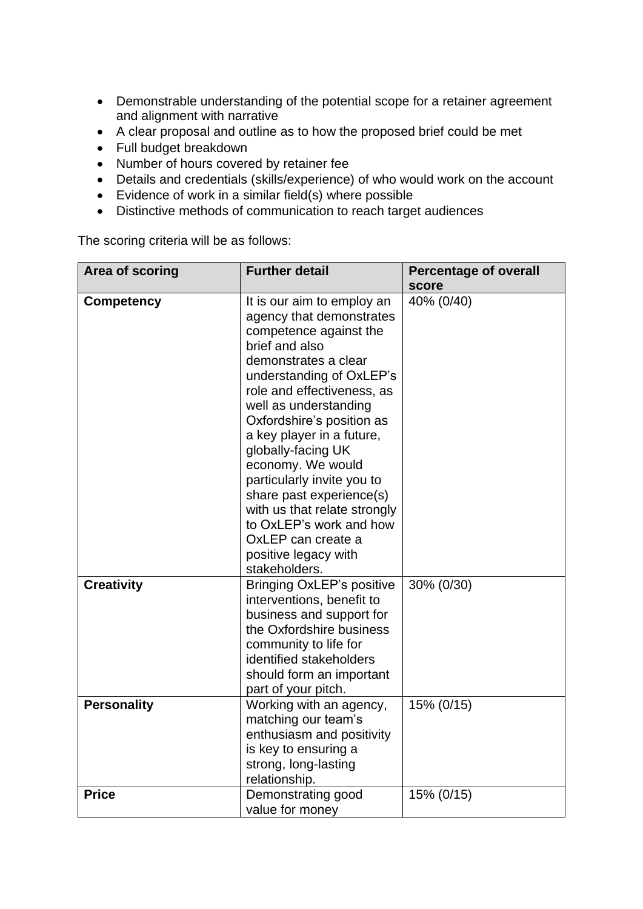- Demonstrable understanding of the potential scope for a retainer agreement and alignment with narrative
- A clear proposal and outline as to how the proposed brief could be met
- Full budget breakdown
- Number of hours covered by retainer fee
- Details and credentials (skills/experience) of who would work on the account
- Evidence of work in a similar field(s) where possible
- Distinctive methods of communication to reach target audiences

The scoring criteria will be as follows:

| Area of scoring | Further detail | Percentage of overall score |
|---|---|---|
| **Competency** | It is our aim to employ an agency that demonstrates competence against the brief and also demonstrates a clear understanding of OxLEP's role and effectiveness, as well as understanding Oxfordshire's position as a key player in a future, globally-facing UK economy. We would particularly invite you to share past experience(s) with us that relate strongly to OxLEP's work and how OxLEP can create a positive legacy with stakeholders. | 40% (0/40) |
| **Creativity** | Bringing OxLEP's positive interventions, benefit to business and support for the Oxfordshire business community to life for identified stakeholders should form an important part of your pitch. | 30% (0/30) |
| **Personality** | Working with an agency, matching our team's enthusiasm and positivity is key to ensuring a strong, long-lasting relationship. | 15% (0/15) |
| **Price** | Demonstrating good value for money | 15% (0/15) |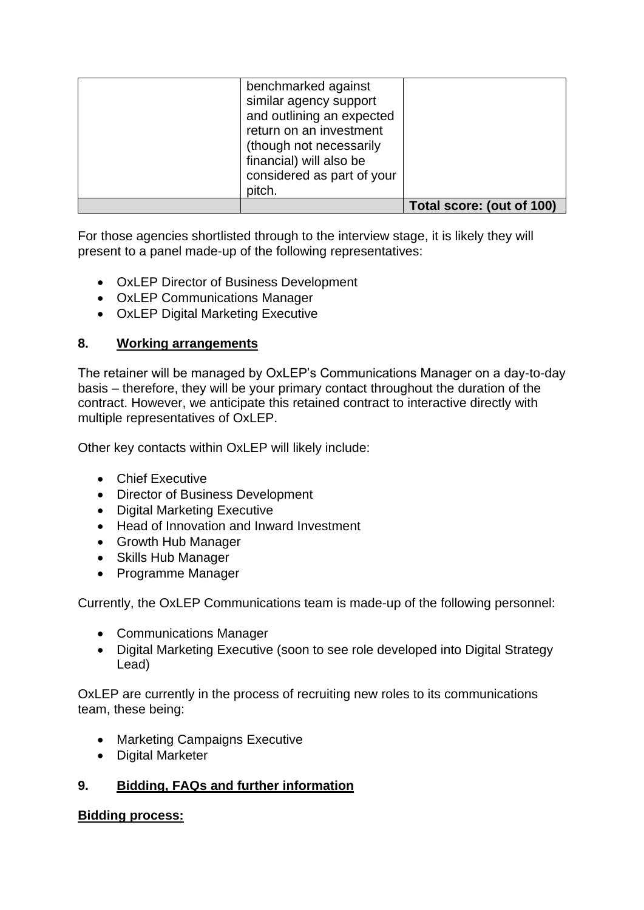| | | |
|---|---|---|
| | benchmarked against similar agency support and outlining an expected return on an investment (though not necessarily financial) will also be considered as part of your pitch. | |
| | | **Total score: (out of 100)** |

For those agencies shortlisted through to the interview stage, it is likely they will present to a panel made-up of the following representatives:

- OxLEP Director of Business Development
- OxLEP Communications Manager
- OxLEP Digital Marketing Executive

## 8. Working arrangements

The retainer will be managed by OxLEP's Communications Manager on a day-to-day basis – therefore, they will be your primary contact throughout the duration of the contract. However, we anticipate this retained contract to interactive directly with multiple representatives of OxLEP.

Other key contacts within OxLEP will likely include:

- Chief Executive
- Director of Business Development
- Digital Marketing Executive
- Head of Innovation and Inward Investment
- Growth Hub Manager
- Skills Hub Manager
- Programme Manager

Currently, the OxLEP Communications team is made-up of the following personnel:

- Communications Manager
- Digital Marketing Executive (soon to see role developed into Digital Strategy Lead)

OxLEP are currently in the process of recruiting new roles to its communications team, these being:

- Marketing Campaigns Executive
- Digital Marketer

## 9. Bidding, FAQs and further information

**Bidding process:**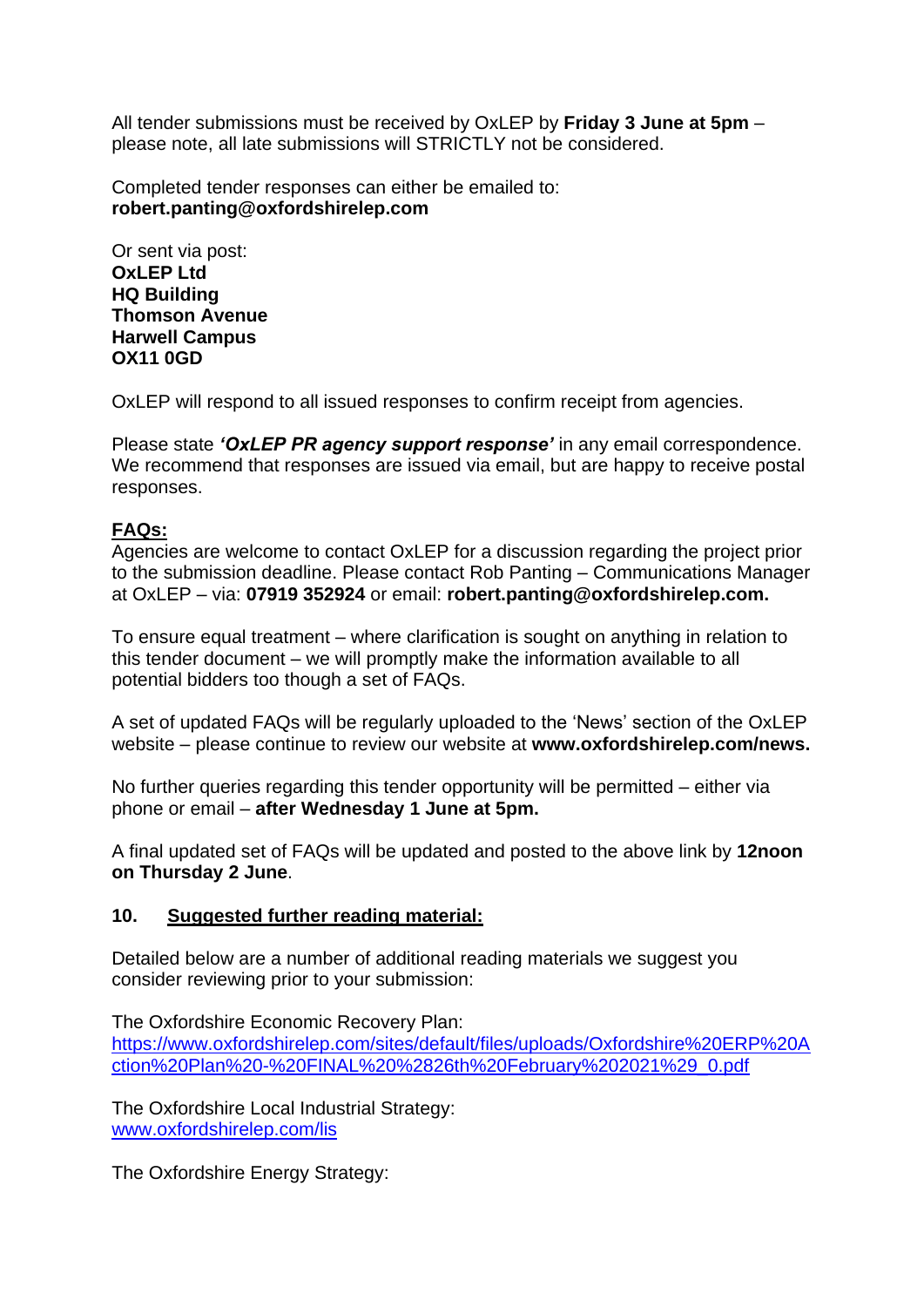All tender submissions must be received by OxLEP by **Friday 3 June at 5pm** – please note, all late submissions will STRICTLY not be considered.

Completed tender responses can either be emailed to:
**robert.panting@oxfordshirelep.com**

Or sent via post:
**OxLEP Ltd**
**HQ Building**
**Thomson Avenue**
**Harwell Campus**
**OX11 0GD**

OxLEP will respond to all issued responses to confirm receipt from agencies.

Please state ***'OxLEP PR agency support response'*** in any email correspondence. We recommend that responses are issued via email, but are happy to receive postal responses.

**FAQs:**

Agencies are welcome to contact OxLEP for a discussion regarding the project prior to the submission deadline. Please contact Rob Panting – Communications Manager at OxLEP – via: **07919 352924** or email: **robert.panting@oxfordshirelep.com.**

To ensure equal treatment – where clarification is sought on anything in relation to this tender document – we will promptly make the information available to all potential bidders too though a set of FAQs.

A set of updated FAQs will be regularly uploaded to the 'News' section of the OxLEP website – please continue to review our website at **www.oxfordshirelep.com/news.**

No further queries regarding this tender opportunity will be permitted – either via phone or email – **after Wednesday 1 June at 5pm.**

A final updated set of FAQs will be updated and posted to the above link by **12noon on Thursday 2 June**.

## 10. Suggested further reading material:

Detailed below are a number of additional reading materials we suggest you consider reviewing prior to your submission:

The Oxfordshire Economic Recovery Plan:
[https://www.oxfordshirelep.com/sites/default/files/uploads/Oxfordshire%20ERP%20Action%20Plan%20-%20FINAL%20%2826th%20February%202021%29_0.pdf](https://www.oxfordshirelep.com/sites/default/files/uploads/Oxfordshire%20ERP%20Action%20Plan%20-%20FINAL%20%2826th%20February%202021%29_0.pdf)

The Oxfordshire Local Industrial Strategy:
[www.oxfordshirelep.com/lis](www.oxfordshirelep.com/lis)

The Oxfordshire Energy Strategy: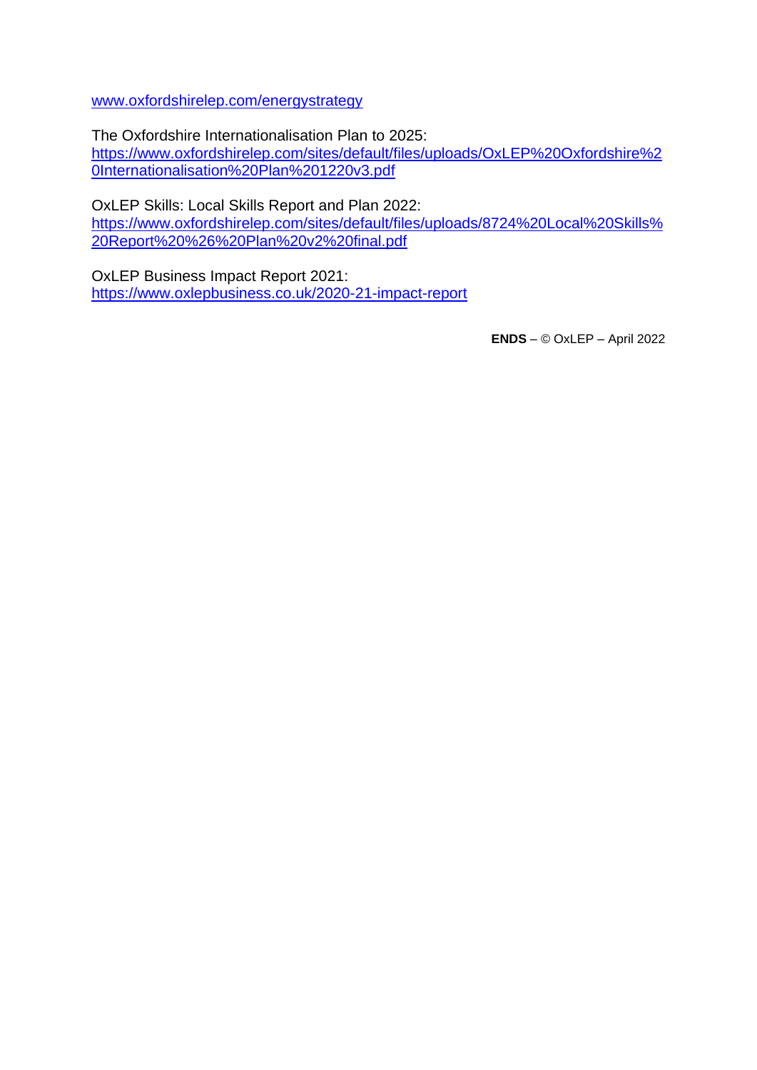www.oxfordshirelep.com/energystrategy

The Oxfordshire Internationalisation Plan to 2025:
https://www.oxfordshirelep.com/sites/default/files/uploads/OxLEP%20Oxfordshire%20Internationalisation%20Plan%201220v3.pdf

OxLEP Skills: Local Skills Report and Plan 2022:
https://www.oxfordshirelep.com/sites/default/files/uploads/8724%20Local%20Skills%20Report%20%26%20Plan%20v2%20final.pdf

OxLEP Business Impact Report 2021:
https://www.oxlepbusiness.co.uk/2020-21-impact-report

**ENDS** – © OxLEP – April 2022